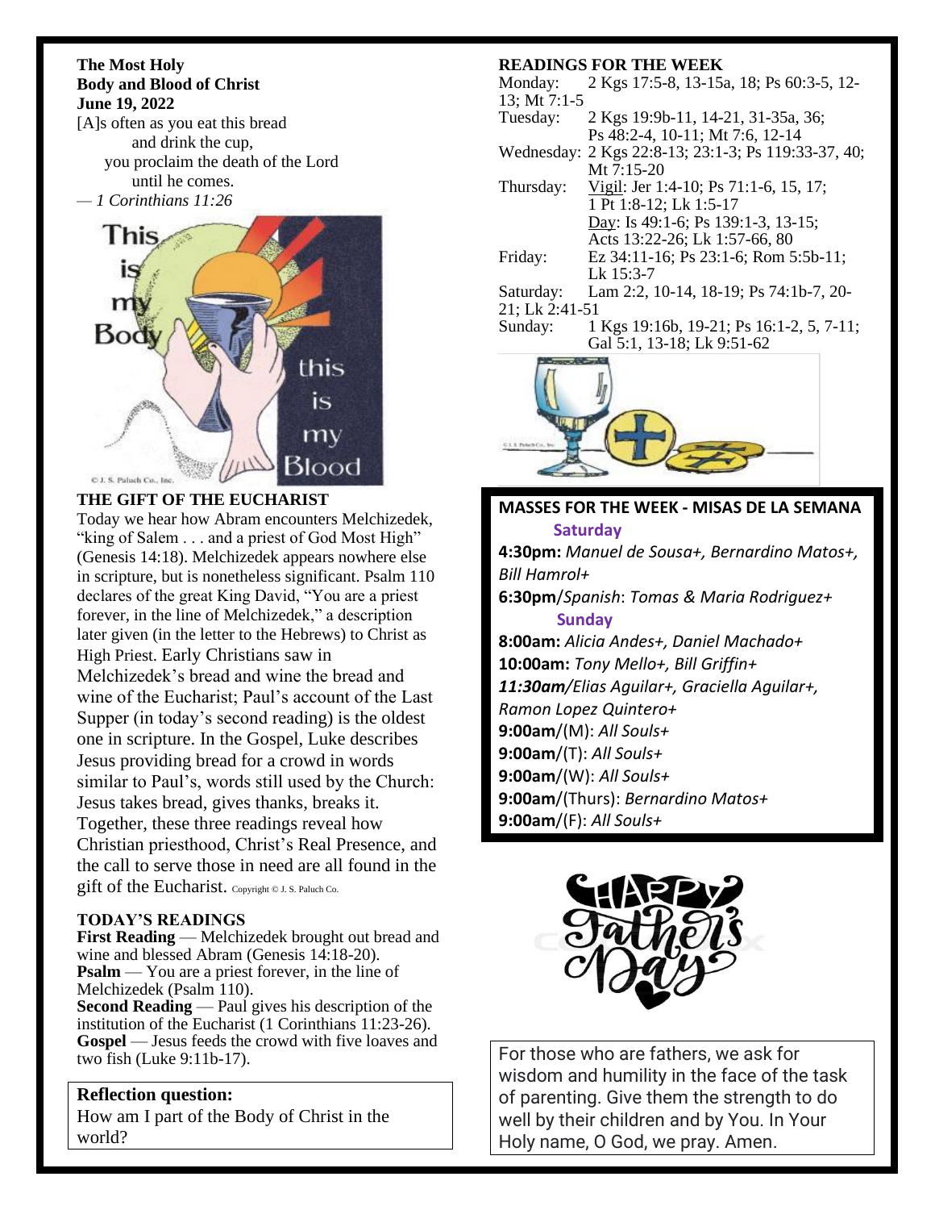**The Most Holy Body and Blood of Christ**
**June 19, 2022**

[A]s often as you eat this bread
and drink the cup,
you proclaim the death of the Lord
until he comes.
*— 1 Corinthians 11:26*

## THE GIFT OF THE EUCHARIST

Today we hear how Abram encounters Melchizedek, "king of Salem . . . and a priest of God Most High" (Genesis 14:18). Melchizedek appears nowhere else in scripture, but is nonetheless significant. Psalm 110 declares of the great King David, "You are a priest forever, in the line of Melchizedek," a description later given (in the letter to the Hebrews) to Christ as High Priest. Early Christians saw in Melchizedek's bread and wine the bread and wine of the Eucharist; Paul's account of the Last Supper (in today's second reading) is the oldest one in scripture. In the Gospel, Luke describes Jesus providing bread for a crowd in words similar to Paul's, words still used by the Church: Jesus takes bread, gives thanks, breaks it. Together, these three readings reveal how Christian priesthood, Christ's Real Presence, and the call to serve those in need are all found in the gift of the Eucharist. Copyright © J. S. Paluch Co.

## TODAY'S READINGS

**First Reading** — Melchizedek brought out bread and wine and blessed Abram (Genesis 14:18-20).
**Psalm** — You are a priest forever, in the line of Melchizedek (Psalm 110).
**Second Reading** — Paul gives his description of the institution of the Eucharist (1 Corinthians 11:23-26).
**Gospel** — Jesus feeds the crowd with five loaves and two fish (Luke 9:11b-17).

**Reflection question:**
How am I part of the Body of Christ in the world?

## READINGS FOR THE WEEK

Monday: 2 Kgs 17:5-8, 13-15a, 18; Ps 60:3-5, 12-13; Mt 7:1-5
Tuesday: 2 Kgs 19:9b-11, 14-21, 31-35a, 36; Ps 48:2-4, 10-11; Mt 7:6, 12-14
Wednesday: 2 Kgs 22:8-13; 23:1-3; Ps 119:33-37, 40; Mt 7:15-20
Thursday: Vigil: Jer 1:4-10; Ps 71:1-6, 15, 17; 1 Pt 1:8-12; Lk 1:5-17
Day: Is 49:1-6; Ps 139:1-3, 13-15; Acts 13:22-26; Lk 1:57-66, 80
Friday: Ez 34:11-16; Ps 23:1-6; Rom 5:5b-11; Lk 15:3-7
Saturday: Lam 2:2, 10-14, 18-19; Ps 74:1b-7, 20-21; Lk 2:41-51
Sunday: 1 Kgs 19:16b, 19-21; Ps 16:1-2, 5, 7-11; Gal 5:1, 13-18; Lk 9:51-62

## MASSES FOR THE WEEK - MISAS DE LA SEMANA

**Saturday**
**4:30pm:** *Manuel de Sousa+, Bernardino Matos+, Bill Hamrol+*
**6:30pm**/*Spanish*: *Tomas & Maria Rodriguez+*

**Sunday**
**8:00am:** *Alicia Andes+, Daniel Machado+*
**10:00am:** *Tony Mello+, Bill Griffin+*
***11:30am****/Elias Aguilar+, Graciella Aguilar+, Ramon Lopez Quintero+*
**9:00am**/(M): *All Souls+*
**9:00am**/(T): *All Souls+*
**9:00am**/(W): *All Souls+*
**9:00am**/(Thurs): *Bernardino Matos+*
**9:00am**/(F): *All Souls+*

Happy Father's Day

For those who are fathers, we ask for wisdom and humility in the face of the task of parenting. Give them the strength to do well by their children and by You. In Your Holy name, O God, we pray. Amen.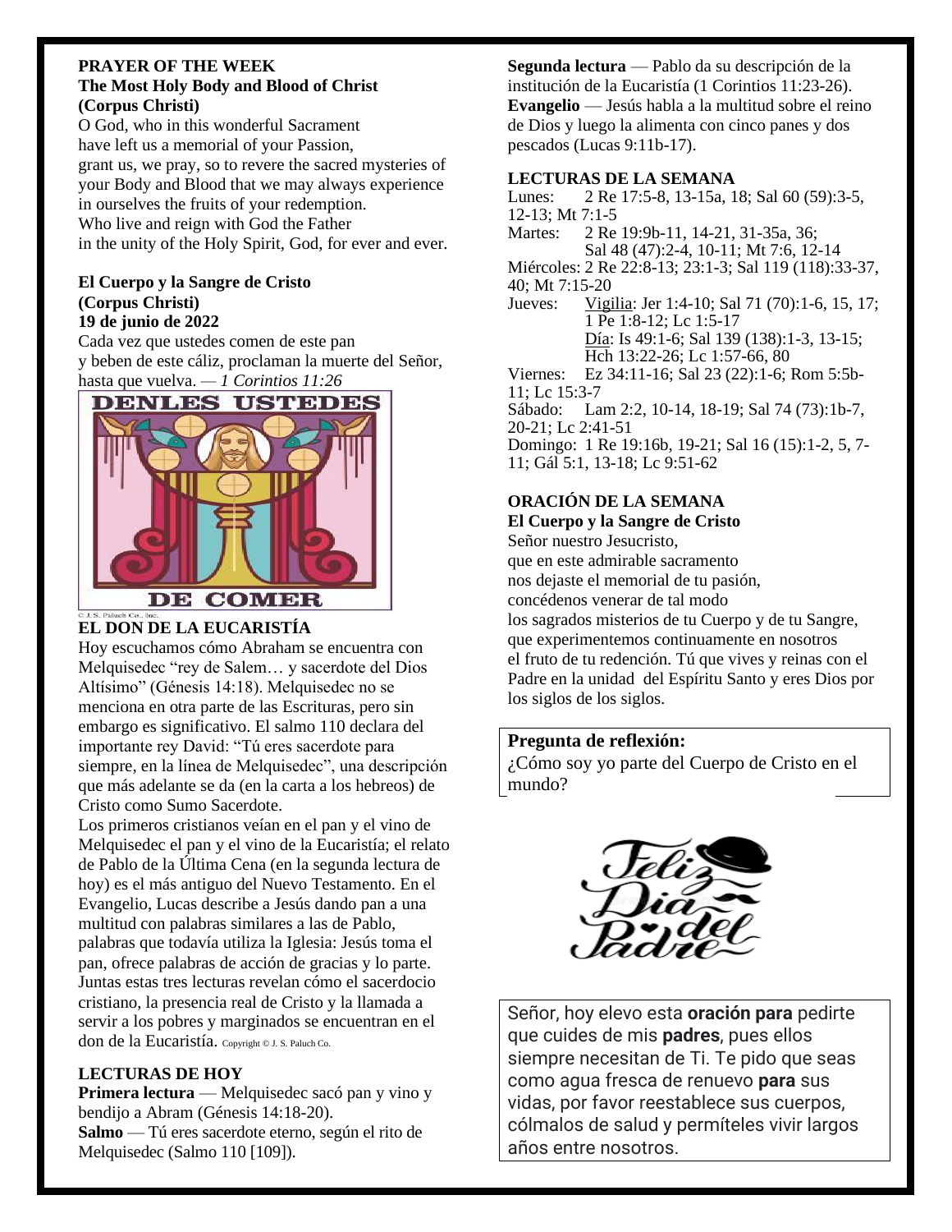**PRAYER OF THE WEEK**
**The Most Holy Body and Blood of Christ (Corpus Christi)**

O God, who in this wonderful Sacrament
have left us a memorial of your Passion,
grant us, we pray, so to revere the sacred mysteries of your Body and Blood that we may always experience in ourselves the fruits of your redemption.
Who live and reign with God the Father
in the unity of the Holy Spirit, God, for ever and ever.

**El Cuerpo y la Sangre de Cristo (Corpus Christi)**
**19 de junio de 2022**

Cada vez que ustedes comen de este pan
y beben de este cáliz, proclaman la muerte del Señor,
hasta que vuelva. — *1 Corintios 11:26*

DENLES USTEDES DE COMER

© J.S. Paluch Co., Inc.

**EL DON DE LA EUCARISTÍA**

Hoy escuchamos cómo Abraham se encuentra con Melquisedec "rey de Salem… y sacerdote del Dios Altísimo" (Génesis 14:18). Melquisedec no se menciona en otra parte de las Escrituras, pero sin embargo es significativo. El salmo 110 declara del importante rey David: "Tú eres sacerdote para siempre, en la línea de Melquisedec", una descripción que más adelante se da (en la carta a los hebreos) de Cristo como Sumo Sacerdote.

Los primeros cristianos veían en el pan y el vino de Melquisedec el pan y el vino de la Eucaristía; el relato de Pablo de la Última Cena (en la segunda lectura de hoy) es el más antiguo del Nuevo Testamento. En el Evangelio, Lucas describe a Jesús dando pan a una multitud con palabras similares a las de Pablo, palabras que todavía utiliza la Iglesia: Jesús toma el pan, ofrece palabras de acción de gracias y lo parte. Juntas estas tres lecturas revelan cómo el sacerdocio cristiano, la presencia real de Cristo y la llamada a servir a los pobres y marginados se encuentran en el don de la Eucaristía. Copyright © J. S. Paluch Co.

**LECTURAS DE HOY**

**Primera lectura** — Melquisedec sacó pan y vino y bendijo a Abram (Génesis 14:18-20).
**Salmo** — Tú eres sacerdote eterno, según el rito de Melquisedec (Salmo 110 [109]).
**Segunda lectura** — Pablo da su descripción de la institución de la Eucaristía (1 Corintios 11:23-26).
**Evangelio** — Jesús habla a la multitud sobre el reino de Dios y luego la alimenta con cinco panes y dos pescados (Lucas 9:11b-17).

**LECTURAS DE LA SEMANA**

Lunes: 2 Re 17:5-8, 13-15a, 18; Sal 60 (59):3-5, 12-13; Mt 7:1-5
Martes: 2 Re 19:9b-11, 14-21, 31-35a, 36; Sal 48 (47):2-4, 10-11; Mt 7:6, 12-14
Miércoles: 2 Re 22:8-13; 23:1-3; Sal 119 (118):33-37, 40; Mt 7:15-20
Jueves: Vigilia: Jer 1:4-10; Sal 71 (70):1-6, 15, 17; 1 Pe 1:8-12; Lc 1:5-17
Día: Is 49:1-6; Sal 139 (138):1-3, 13-15; Hch 13:22-26; Lc 1:57-66, 80
Viernes: Ez 34:11-16; Sal 23 (22):1-6; Rom 5:5b-11; Lc 15:3-7
Sábado: Lam 2:2, 10-14, 18-19; Sal 74 (73):1b-7, 20-21; Lc 2:41-51
Domingo: 1 Re 19:16b, 19-21; Sal 16 (15):1-2, 5, 7-11; Gál 5:1, 13-18; Lc 9:51-62

**ORACIÓN DE LA SEMANA**
**El Cuerpo y la Sangre de Cristo**

Señor nuestro Jesucristo,
que en este admirable sacramento
nos dejaste el memorial de tu pasión,
concédenos venerar de tal modo
los sagrados misterios de tu Cuerpo y de tu Sangre,
que experimentemos continuamente en nosotros
el fruto de tu redención. Tú que vives y reinas con el Padre en la unidad del Espíritu Santo y eres Dios por los siglos de los siglos.

**Pregunta de reflexión:**
¿Cómo soy yo parte del Cuerpo de Cristo en el mundo?

Feliz Día del Padre

Señor, hoy elevo esta **oración para** pedirte que cuides de mis **padres**, pues ellos siempre necesitan de Ti. Te pido que seas como agua fresca de renuevo **para** sus vidas, por favor reestablece sus cuerpos, cólmalos de salud y permíteles vivir largos años entre nosotros.